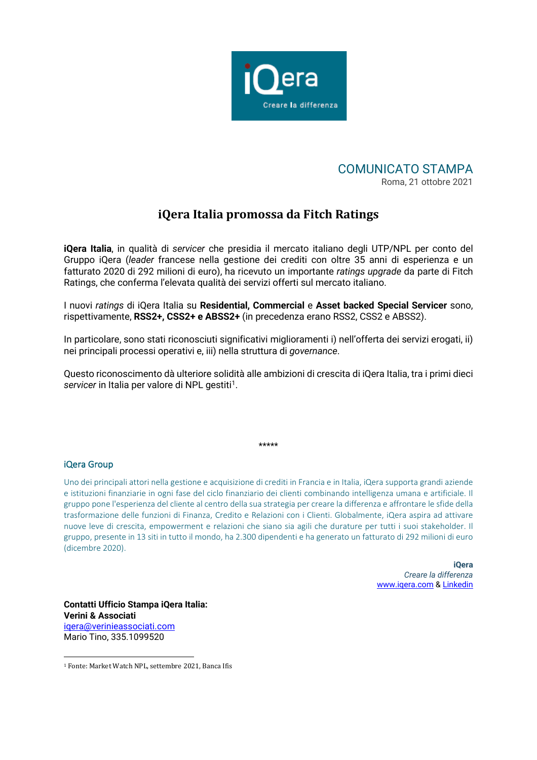COMUNICATO STAMPA

Roma, 21 ottobre 2021

# iQera Italia promossa da Fitch Ratings

**iQera Italia**, in qualità di *servicer* che presidia il mercato italiano degli UTP/NPL per conto del Gruppo iQera (*leader* francese nella gestione dei crediti con oltre 35 anni di esperienza e un fatturato 2020 di 292 milioni di euro), ha ricevuto un importante *ratings upgrade* da parte di Fitch Ratings, che conferma l'elevata qualità dei servizi offerti sul mercato italiano.

I nuovi *ratings* di iQera Italia su **Residential, Commercial** e **Asset backed Special Servicer** sono, rispettivamente, **RSS2+, CSS2+ e ABSS2+** (in precedenza erano RSS2, CSS2 e ABSS2).

In particolare, sono stati riconosciuti significativi miglioramenti i) nell'offerta dei servizi erogati, ii) nei principali processi operativi e, iii) nella struttura di *governance*.

Questo riconoscimento dà ulteriore solidità alle ambizioni di crescita di iQera Italia, tra i primi dieci *servicer* in Italia per valore di NPL gestiti[1].

*****

## iQera Group

Uno dei principali attori nella gestione e acquisizione di crediti in Francia e in Italia, iQera supporta grandi aziende e istituzioni finanziarie in ogni fase del ciclo finanziario dei clienti combinando intelligenza umana e artificiale. Il gruppo pone l'esperienza del cliente al centro della sua strategia per creare la differenza e affrontare le sfide della trasformazione delle funzioni di Finanza, Credito e Relazioni con i Clienti. Globalmente, iQera aspira ad attivare nuove leve di crescita, empowerment e relazioni che siano sia agili che durature per tutti i suoi stakeholder. Il gruppo, presente in 13 siti in tutto il mondo, ha 2.300 dipendenti e ha generato un fatturato di 292 milioni di euro (dicembre 2020).

**iQera**
*Creare la differenza*
www.iqera.com & Linkedin

**Contatti Ufficio Stampa iQera Italia:**
**Verini & Associati**
iqera@verinieassociati.com
Mario Tino, 335.1099520

[1] Fonte: Market Watch NPL, settembre 2021, Banca Ifis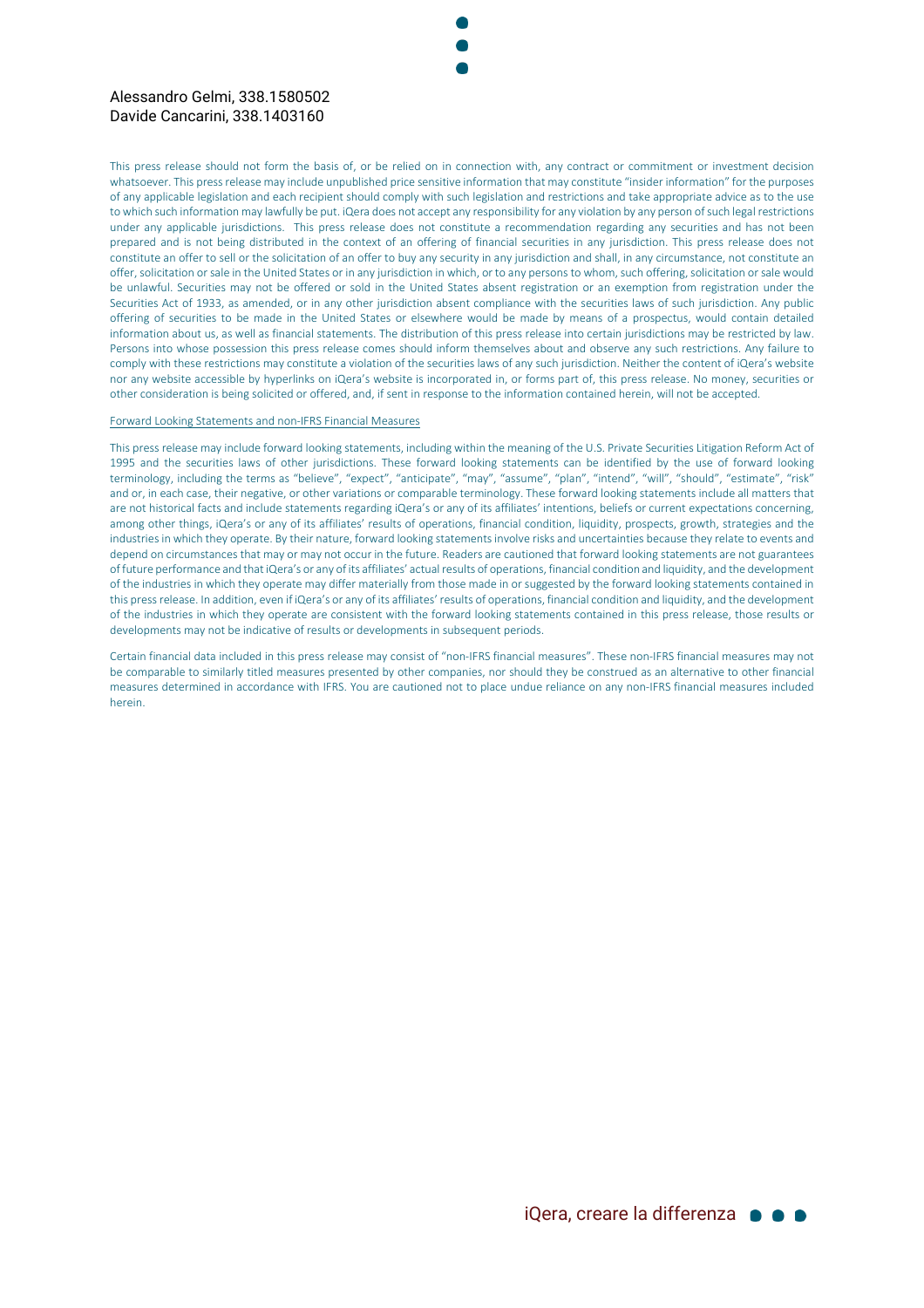Alessandro Gelmi, 338.1580502
Davide Cancarini, 338.1403160

This press release should not form the basis of, or be relied on in connection with, any contract or commitment or investment decision whatsoever. This press release may include unpublished price sensitive information that may constitute "insider information" for the purposes of any applicable legislation and each recipient should comply with such legislation and restrictions and take appropriate advice as to the use to which such information may lawfully be put. iQera does not accept any responsibility for any violation by any person of such legal restrictions under any applicable jurisdictions. This press release does not constitute a recommendation regarding any securities and has not been prepared and is not being distributed in the context of an offering of financial securities in any jurisdiction. This press release does not constitute an offer to sell or the solicitation of an offer to buy any security in any jurisdiction and shall, in any circumstance, not constitute an offer, solicitation or sale in the United States or in any jurisdiction in which, or to any persons to whom, such offering, solicitation or sale would be unlawful. Securities may not be offered or sold in the United States absent registration or an exemption from registration under the Securities Act of 1933, as amended, or in any other jurisdiction absent compliance with the securities laws of such jurisdiction. Any public offering of securities to be made in the United States or elsewhere would be made by means of a prospectus, would contain detailed information about us, as well as financial statements. The distribution of this press release into certain jurisdictions may be restricted by law. Persons into whose possession this press release comes should inform themselves about and observe any such restrictions. Any failure to comply with these restrictions may constitute a violation of the securities laws of any such jurisdiction. Neither the content of iQera's website nor any website accessible by hyperlinks on iQera's website is incorporated in, or forms part of, this press release. No money, securities or other consideration is being solicited or offered, and, if sent in response to the information contained herein, will not be accepted.

Forward Looking Statements and non-IFRS Financial Measures

This press release may include forward looking statements, including within the meaning of the U.S. Private Securities Litigation Reform Act of 1995 and the securities laws of other jurisdictions. These forward looking statements can be identified by the use of forward looking terminology, including the terms as "believe", "expect", "anticipate", "may", "assume", "plan", "intend", "will", "should", "estimate", "risk" and or, in each case, their negative, or other variations or comparable terminology. These forward looking statements include all matters that are not historical facts and include statements regarding iQera's or any of its affiliates' intentions, beliefs or current expectations concerning, among other things, iQera's or any of its affiliates' results of operations, financial condition, liquidity, prospects, growth, strategies and the industries in which they operate. By their nature, forward looking statements involve risks and uncertainties because they relate to events and depend on circumstances that may or may not occur in the future. Readers are cautioned that forward looking statements are not guarantees of future performance and that iQera's or any of its affiliates' actual results of operations, financial condition and liquidity, and the development of the industries in which they operate may differ materially from those made in or suggested by the forward looking statements contained in this press release. In addition, even if iQera's or any of its affiliates' results of operations, financial condition and liquidity, and the development of the industries in which they operate are consistent with the forward looking statements contained in this press release, those results or developments may not be indicative of results or developments in subsequent periods.

Certain financial data included in this press release may consist of "non-IFRS financial measures". These non-IFRS financial measures may not be comparable to similarly titled measures presented by other companies, nor should they be construed as an alternative to other financial measures determined in accordance with IFRS. You are cautioned not to place undue reliance on any non-IFRS financial measures included herein.

iQera, creare la differenza